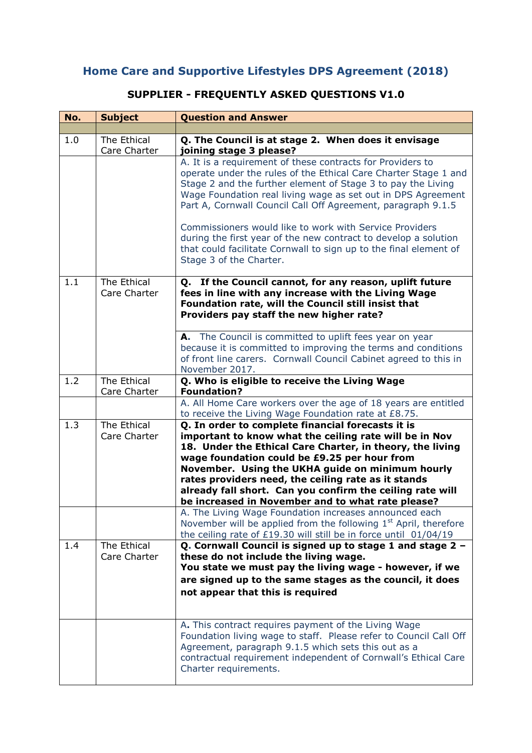# Home Care and Supportive Lifestyles DPS Agreement (2018)

## SUPPLIER - FREQUENTLY ASKED QUESTIONS V1.0

| No. | Subject | Question and Answer |
|---|---|---|
| | | |
| 1.0 | The Ethical Care Charter | **Q. The Council is at stage 2. When does it envisage joining stage 3 please?** |
| | | A. It is a requirement of these contracts for Providers to operate under the rules of the Ethical Care Charter Stage 1 and Stage 2 and the further element of Stage 3 to pay the Living Wage Foundation real living wage as set out in DPS Agreement Part A, Cornwall Council Call Off Agreement, paragraph 9.1.5<br><br>Commissioners would like to work with Service Providers during the first year of the new contract to develop a solution that could facilitate Cornwall to sign up to the final element of Stage 3 of the Charter. |
| 1.1 | The Ethical Care Charter | **Q. If the Council cannot, for any reason, uplift future fees in line with any increase with the Living Wage Foundation rate, will the Council still insist that Providers pay staff the new higher rate?** |
| | | **A.** The Council is committed to uplift fees year on year because it is committed to improving the terms and conditions of front line carers. Cornwall Council Cabinet agreed to this in November 2017. |
| 1.2 | The Ethical Care Charter | **Q. Who is eligible to receive the Living Wage Foundation?** |
| | | A. All Home Care workers over the age of 18 years are entitled to receive the Living Wage Foundation rate at £8.75. |
| 1.3 | The Ethical Care Charter | **Q. In order to complete financial forecasts it is important to know what the ceiling rate will be in Nov 18. Under the Ethical Care Charter, in theory, the living wage foundation could be £9.25 per hour from November. Using the UKHA guide on minimum hourly rates providers need, the ceiling rate as it stands already fall short. Can you confirm the ceiling rate will be increased in November and to what rate please?** |
| | | A. The Living Wage Foundation increases announced each November will be applied from the following 1st April, therefore the ceiling rate of £19.30 will still be in force until 01/04/19 |
| 1.4 | The Ethical Care Charter | **Q. Cornwall Council is signed up to stage 1 and stage 2 – these do not include the living wage.<br>You state we must pay the living wage - however, if we are signed up to the same stages as the council, it does not appear that this is required** |
| | | A. This contract requires payment of the Living Wage Foundation living wage to staff. Please refer to Council Call Off Agreement, paragraph 9.1.5 which sets this out as a contractual requirement independent of Cornwall's Ethical Care Charter requirements. |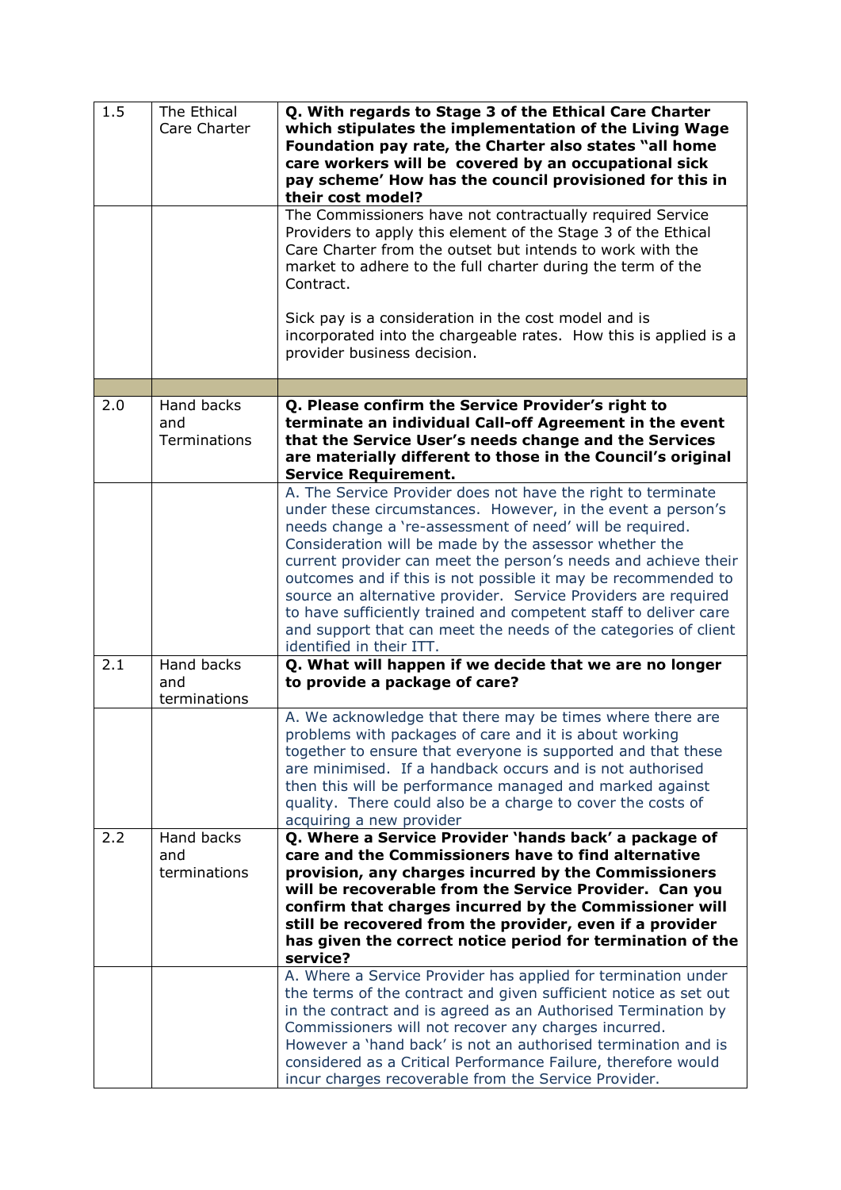| | | |
|---|---|---|
| 1.5 | The Ethical Care Charter | **Q. With regards to Stage 3 of the Ethical Care Charter which stipulates the implementation of the Living Wage Foundation pay rate, the Charter also states "all home care workers will be covered by an occupational sick pay scheme' How has the council provisioned for this in their cost model?** |
| | | The Commissioners have not contractually required Service Providers to apply this element of the Stage 3 of the Ethical Care Charter from the outset but intends to work with the market to adhere to the full charter during the term of the Contract.<br><br>Sick pay is a consideration in the cost model and is incorporated into the chargeable rates. How this is applied is a provider business decision. |
| | | |
| 2.0 | Hand backs and Terminations | **Q. Please confirm the Service Provider's right to terminate an individual Call-off Agreement in the event that the Service User's needs change and the Services are materially different to those in the Council's original Service Requirement.** |
| | | A. The Service Provider does not have the right to terminate under these circumstances. However, in the event a person's needs change a 're-assessment of need' will be required. Consideration will be made by the assessor whether the current provider can meet the person's needs and achieve their outcomes and if this is not possible it may be recommended to source an alternative provider. Service Providers are required to have sufficiently trained and competent staff to deliver care and support that can meet the needs of the categories of client identified in their ITT. |
| 2.1 | Hand backs and terminations | **Q. What will happen if we decide that we are no longer to provide a package of care?** |
| | | A. We acknowledge that there may be times where there are problems with packages of care and it is about working together to ensure that everyone is supported and that these are minimised. If a handback occurs and is not authorised then this will be performance managed and marked against quality. There could also be a charge to cover the costs of acquiring a new provider |
| 2.2 | Hand backs and terminations | **Q. Where a Service Provider 'hands back' a package of care and the Commissioners have to find alternative provision, any charges incurred by the Commissioners will be recoverable from the Service Provider. Can you confirm that charges incurred by the Commissioner will still be recovered from the provider, even if a provider has given the correct notice period for termination of the service?** |
| | | A. Where a Service Provider has applied for termination under the terms of the contract and given sufficient notice as set out in the contract and is agreed as an Authorised Termination by Commissioners will not recover any charges incurred. However a 'hand back' is not an authorised termination and is considered as a Critical Performance Failure, therefore would incur charges recoverable from the Service Provider. |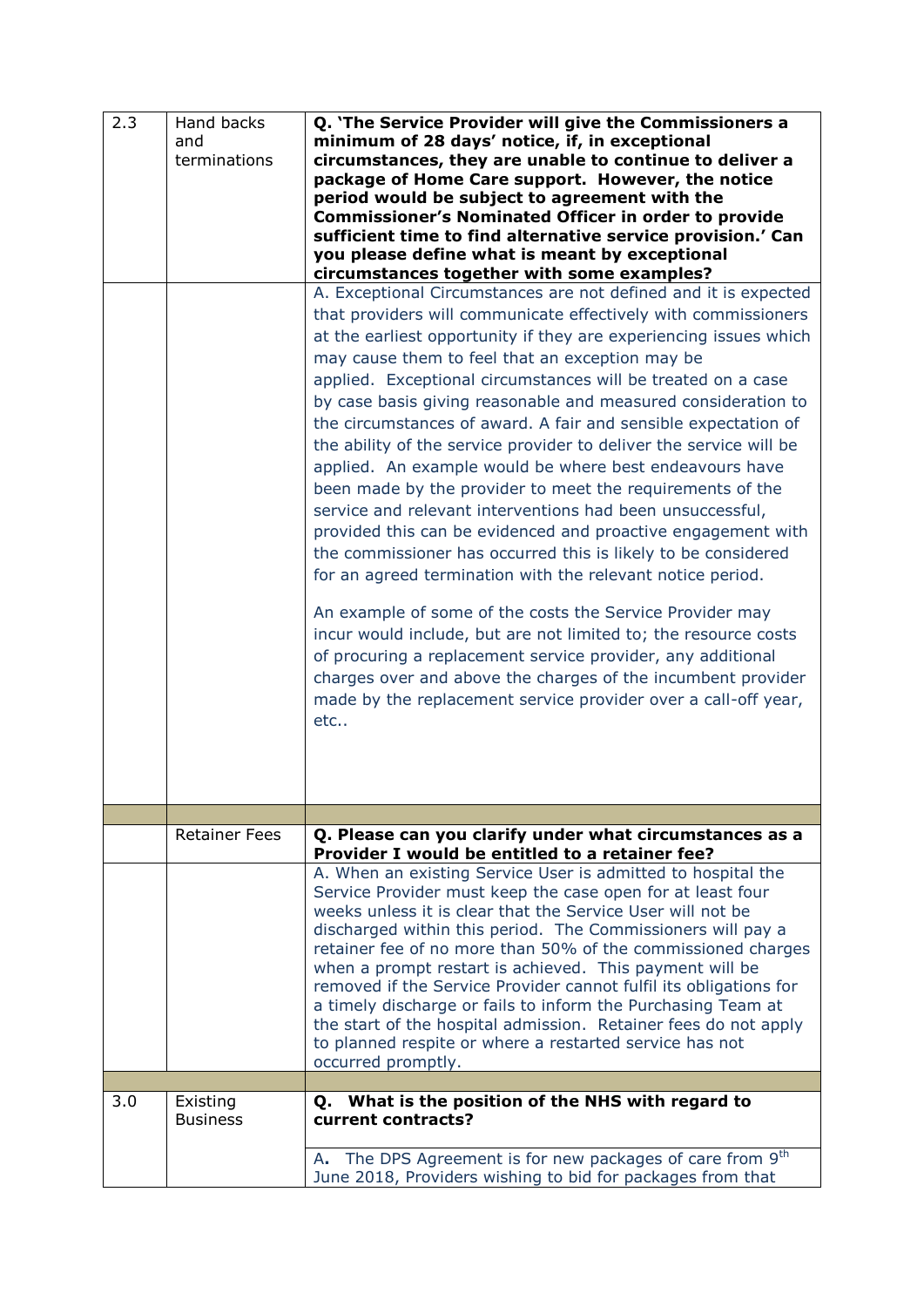| | | |
|---|---|---|
| 2.3 | Hand backs and terminations | **Q. 'The Service Provider will give the Commissioners a minimum of 28 days' notice, if, in exceptional circumstances, they are unable to continue to deliver a package of Home Care support. However, the notice period would be subject to agreement with the Commissioner's Nominated Officer in order to provide sufficient time to find alternative service provision.' Can you please define what is meant by exceptional circumstances together with some examples?** |
| | | A. Exceptional Circumstances are not defined and it is expected that providers will communicate effectively with commissioners at the earliest opportunity if they are experiencing issues which may cause them to feel that an exception may be applied. Exceptional circumstances will be treated on a case by case basis giving reasonable and measured consideration to the circumstances of award. A fair and sensible expectation of the ability of the service provider to deliver the service will be applied. An example would be where best endeavours have been made by the provider to meet the requirements of the service and relevant interventions had been unsuccessful, provided this can be evidenced and proactive engagement with the commissioner has occurred this is likely to be considered for an agreed termination with the relevant notice period.<br><br>An example of some of the costs the Service Provider may incur would include, but are not limited to; the resource costs of procuring a replacement service provider, any additional charges over and above the charges of the incumbent provider made by the replacement service provider over a call-off year, etc.. |
| | | |
| | Retainer Fees | **Q. Please can you clarify under what circumstances as a Provider I would be entitled to a retainer fee?** |
| | | A. When an existing Service User is admitted to hospital the Service Provider must keep the case open for at least four weeks unless it is clear that the Service User will not be discharged within this period. The Commissioners will pay a retainer fee of no more than 50% of the commissioned charges when a prompt restart is achieved. This payment will be removed if the Service Provider cannot fulfil its obligations for a timely discharge or fails to inform the Purchasing Team at the start of the hospital admission. Retainer fees do not apply to planned respite or where a restarted service has not occurred promptly. |
| | | |
| 3.0 | Existing Business | **Q. What is the position of the NHS with regard to current contracts?** |
| | | **A.** The DPS Agreement is for new packages of care from 9th June 2018, Providers wishing to bid for packages from that |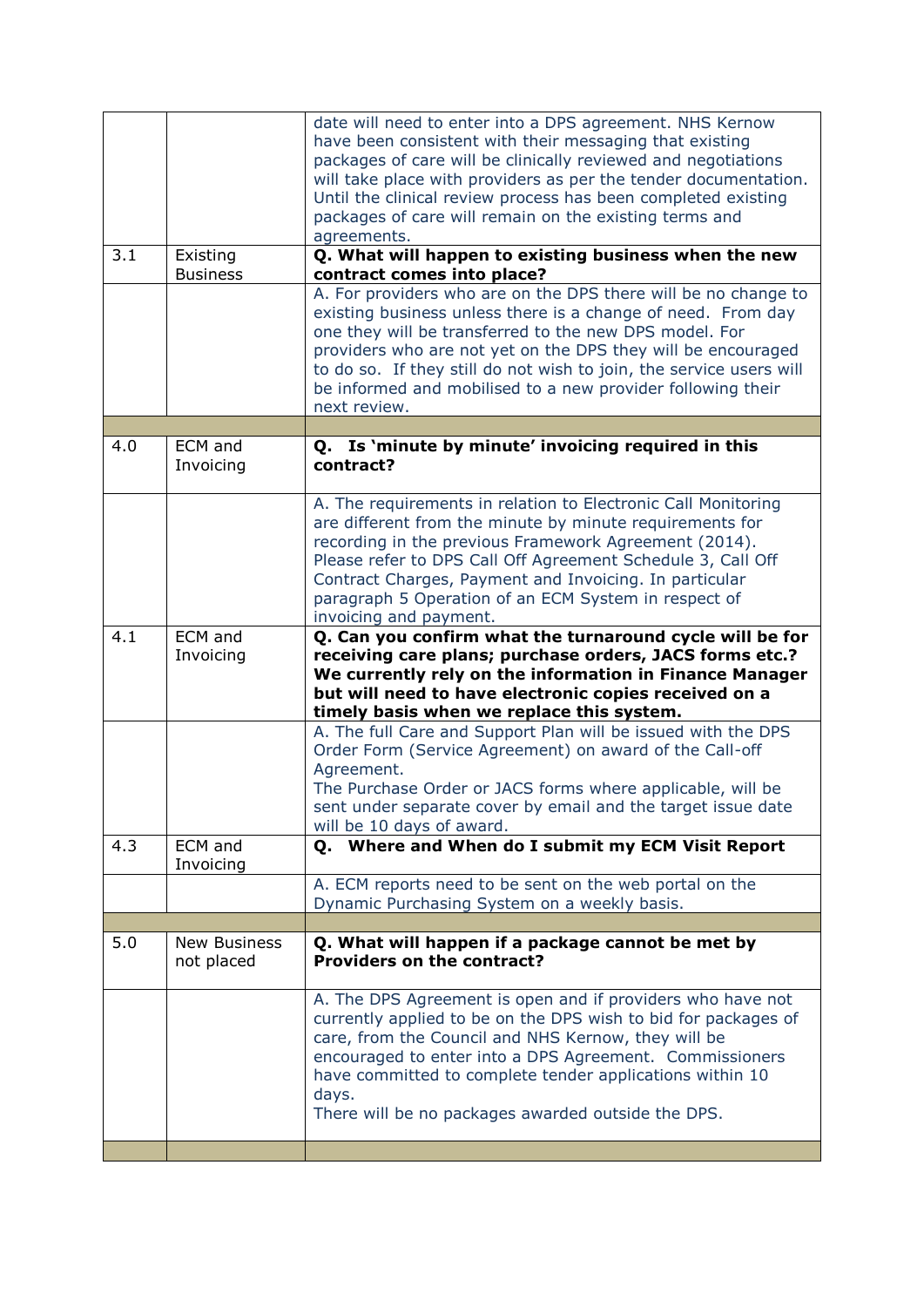| | | |
|---|---|---|
| | | date will need to enter into a DPS agreement. NHS Kernow have been consistent with their messaging that existing packages of care will be clinically reviewed and negotiations will take place with providers as per the tender documentation. Until the clinical review process has been completed existing packages of care will remain on the existing terms and agreements. |
| 3.1 | Existing Business | **Q. What will happen to existing business when the new contract comes into place?** |
| | | A. For providers who are on the DPS there will be no change to existing business unless there is a change of need. From day one they will be transferred to the new DPS model. For providers who are not yet on the DPS they will be encouraged to do so. If they still do not wish to join, the service users will be informed and mobilised to a new provider following their next review. |
| | | |
| 4.0 | ECM and Invoicing | **Q. Is 'minute by minute' invoicing required in this contract?** |
| | | A. The requirements in relation to Electronic Call Monitoring are different from the minute by minute requirements for recording in the previous Framework Agreement (2014). Please refer to DPS Call Off Agreement Schedule 3, Call Off Contract Charges, Payment and Invoicing. In particular paragraph 5 Operation of an ECM System in respect of invoicing and payment. |
| 4.1 | ECM and Invoicing | **Q. Can you confirm what the turnaround cycle will be for receiving care plans; purchase orders, JACS forms etc.? We currently rely on the information in Finance Manager but will need to have electronic copies received on a timely basis when we replace this system.** |
| | | A. The full Care and Support Plan will be issued with the DPS Order Form (Service Agreement) on award of the Call-off Agreement.<br>The Purchase Order or JACS forms where applicable, will be sent under separate cover by email and the target issue date will be 10 days of award. |
| 4.3 | ECM and Invoicing | **Q. Where and When do I submit my ECM Visit Report** |
| | | A. ECM reports need to be sent on the web portal on the Dynamic Purchasing System on a weekly basis. |
| | | |
| 5.0 | New Business not placed | **Q. What will happen if a package cannot be met by Providers on the contract?** |
| | | A. The DPS Agreement is open and if providers who have not currently applied to be on the DPS wish to bid for packages of care, from the Council and NHS Kernow, they will be encouraged to enter into a DPS Agreement. Commissioners have committed to complete tender applications within 10 days.<br>There will be no packages awarded outside the DPS. |
| | | |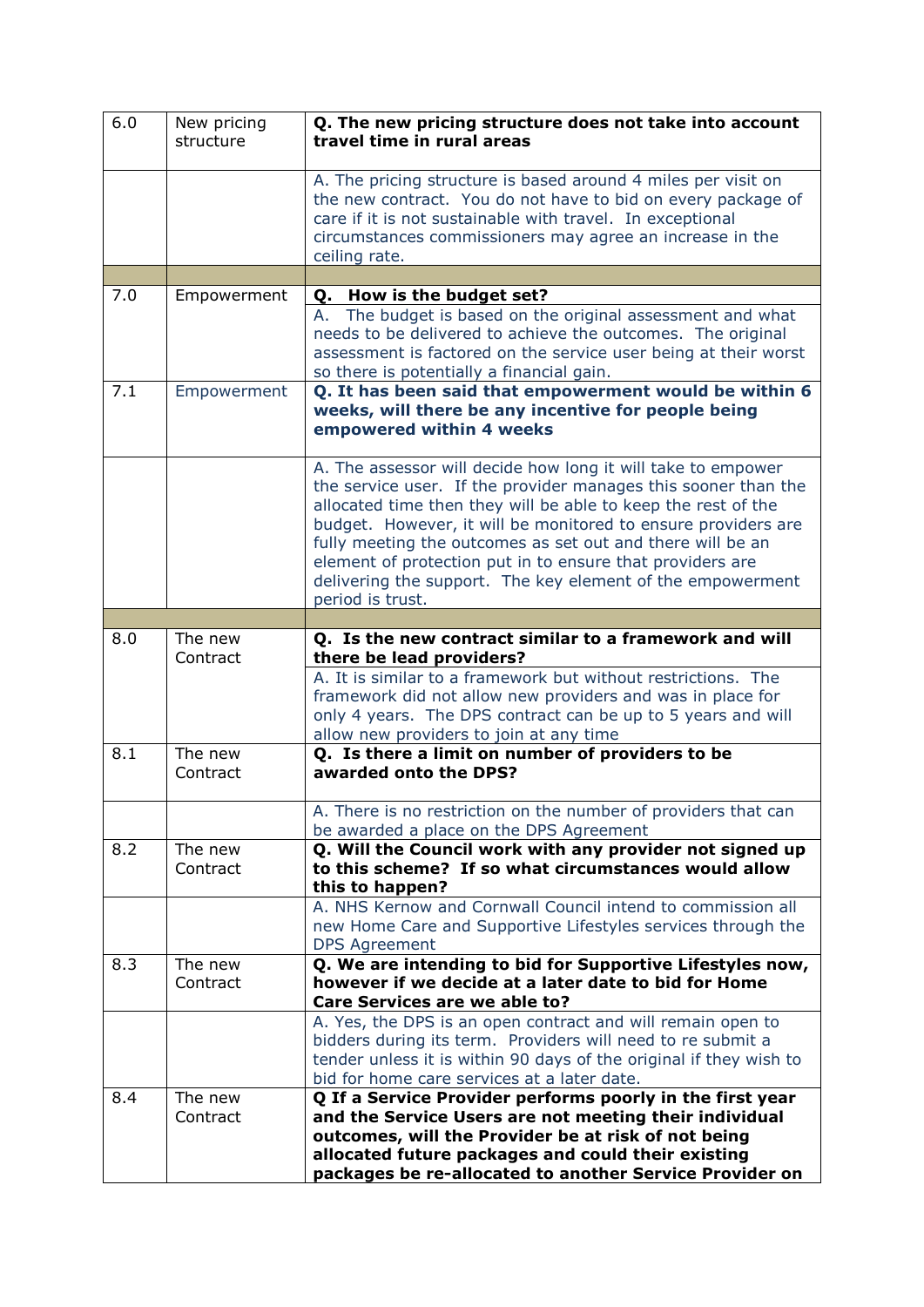| | | |
|---|---|---|
| 6.0 | New pricing structure | **Q. The new pricing structure does not take into account travel time in rural areas** |
| | | A. The pricing structure is based around 4 miles per visit on the new contract. You do not have to bid on every package of care if it is not sustainable with travel. In exceptional circumstances commissioners may agree an increase in the ceiling rate. |
| | | |
| 7.0 | Empowerment | **Q. How is the budget set?** |
| | | A. The budget is based on the original assessment and what needs to be delivered to achieve the outcomes. The original assessment is factored on the service user being at their worst so there is potentially a financial gain. |
| 7.1 | Empowerment | **Q. It has been said that empowerment would be within 6 weeks, will there be any incentive for people being empowered within 4 weeks** |
| | | A. The assessor will decide how long it will take to empower the service user. If the provider manages this sooner than the allocated time then they will be able to keep the rest of the budget. However, it will be monitored to ensure providers are fully meeting the outcomes as set out and there will be an element of protection put in to ensure that providers are delivering the support. The key element of the empowerment period is trust. |
| | | |
| 8.0 | The new Contract | **Q. Is the new contract similar to a framework and will there be lead providers?** |
| | | A. It is similar to a framework but without restrictions. The framework did not allow new providers and was in place for only 4 years. The DPS contract can be up to 5 years and will allow new providers to join at any time |
| 8.1 | The new Contract | **Q. Is there a limit on number of providers to be awarded onto the DPS?** |
| | | A. There is no restriction on the number of providers that can be awarded a place on the DPS Agreement |
| 8.2 | The new Contract | **Q. Will the Council work with any provider not signed up to this scheme? If so what circumstances would allow this to happen?** |
| | | A. NHS Kernow and Cornwall Council intend to commission all new Home Care and Supportive Lifestyles services through the DPS Agreement |
| 8.3 | The new Contract | **Q. We are intending to bid for Supportive Lifestyles now, however if we decide at a later date to bid for Home Care Services are we able to?** |
| | | A. Yes, the DPS is an open contract and will remain open to bidders during its term. Providers will need to re submit a tender unless it is within 90 days of the original if they wish to bid for home care services at a later date. |
| 8.4 | The new Contract | **Q If a Service Provider performs poorly in the first year and the Service Users are not meeting their individual outcomes, will the Provider be at risk of not being allocated future packages and could their existing packages be re-allocated to another Service Provider on** |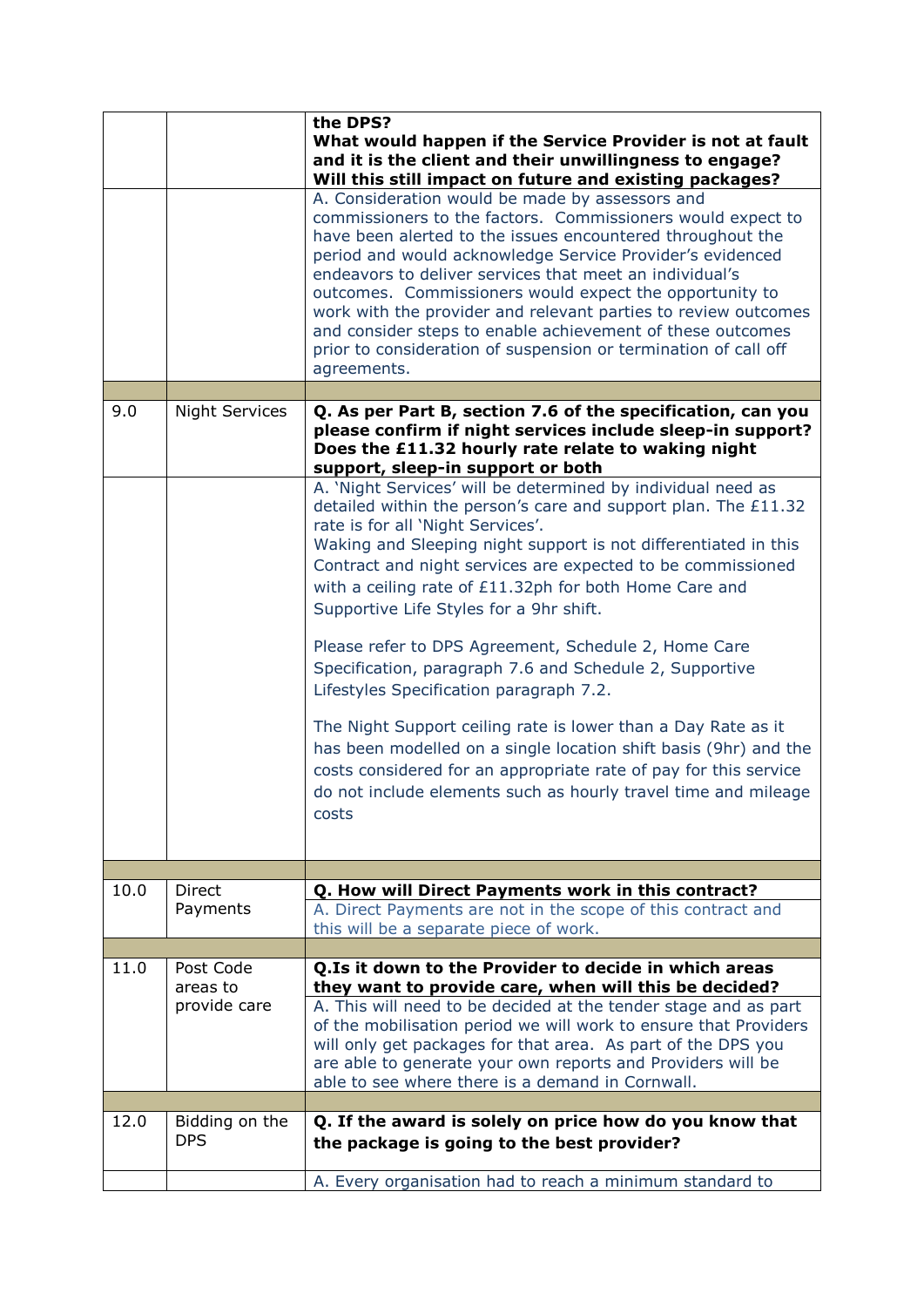| | | |
|---|---|---|
| | | **the DPS?**<br>**What would happen if the Service Provider is not at fault and it is the client and their unwillingness to engage? Will this still impact on future and existing packages?** |
| | | A. Consideration would be made by assessors and commissioners to the factors. Commissioners would expect to have been alerted to the issues encountered throughout the period and would acknowledge Service Provider's evidenced endeavors to deliver services that meet an individual's outcomes. Commissioners would expect the opportunity to work with the provider and relevant parties to review outcomes and consider steps to enable achievement of these outcomes prior to consideration of suspension or termination of call off agreements. |
| | | |
| 9.0 | Night Services | **Q. As per Part B, section 7.6 of the specification, can you please confirm if night services include sleep-in support? Does the £11.32 hourly rate relate to waking night support, sleep-in support or both** |
| | | A. 'Night Services' will be determined by individual need as detailed within the person's care and support plan. The £11.32 rate is for all 'Night Services'.<br>Waking and Sleeping night support is not differentiated in this Contract and night services are expected to be commissioned with a ceiling rate of £11.32ph for both Home Care and Supportive Life Styles for a 9hr shift.<br><br>Please refer to DPS Agreement, Schedule 2, Home Care Specification, paragraph 7.6 and Schedule 2, Supportive Lifestyles Specification paragraph 7.2.<br><br>The Night Support ceiling rate is lower than a Day Rate as it has been modelled on a single location shift basis (9hr) and the costs considered for an appropriate rate of pay for this service do not include elements such as hourly travel time and mileage costs |
| | | |
| 10.0 | Direct Payments | **Q. How will Direct Payments work in this contract?**<br>A. Direct Payments are not in the scope of this contract and this will be a separate piece of work. |
| | | |
| 11.0 | Post Code areas to provide care | **Q.Is it down to the Provider to decide in which areas they want to provide care, when will this be decided?**<br>A. This will need to be decided at the tender stage and as part of the mobilisation period we will work to ensure that Providers will only get packages for that area. As part of the DPS you are able to generate your own reports and Providers will be able to see where there is a demand in Cornwall. |
| | | |
| 12.0 | Bidding on the DPS | **Q. If the award is solely on price how do you know that the package is going to the best provider?** |
| | | A. Every organisation had to reach a minimum standard to |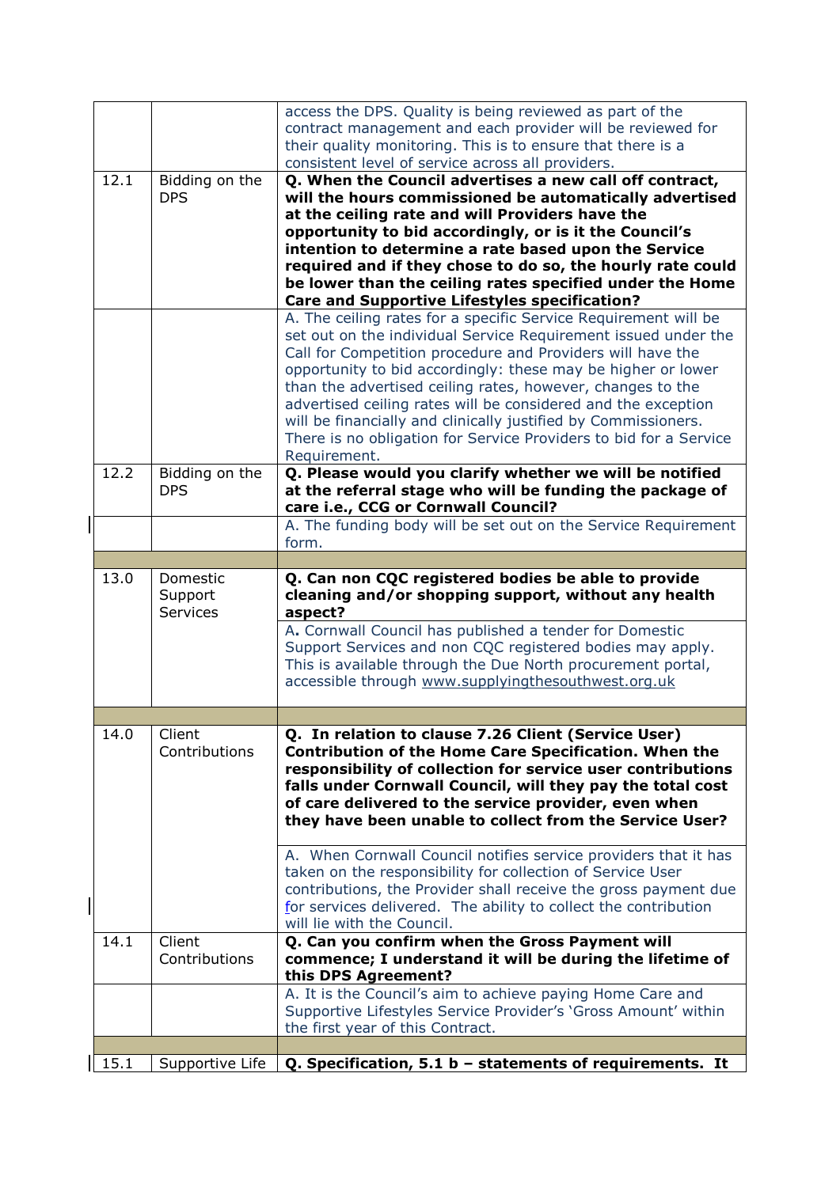| | | |
|---|---|---|
| | | access the DPS. Quality is being reviewed as part of the contract management and each provider will be reviewed for their quality monitoring. This is to ensure that there is a consistent level of service across all providers. |
| 12.1 | Bidding on the DPS | **Q. When the Council advertises a new call off contract, will the hours commissioned be automatically advertised at the ceiling rate and will Providers have the opportunity to bid accordingly, or is it the Council's intention to determine a rate based upon the Service required and if they chose to do so, the hourly rate could be lower than the ceiling rates specified under the Home Care and Supportive Lifestyles specification?** |
| | | A. The ceiling rates for a specific Service Requirement will be set out on the individual Service Requirement issued under the Call for Competition procedure and Providers will have the opportunity to bid accordingly: these may be higher or lower than the advertised ceiling rates, however, changes to the advertised ceiling rates will be considered and the exception will be financially and clinically justified by Commissioners. There is no obligation for Service Providers to bid for a Service Requirement. |
| 12.2 | Bidding on the DPS | **Q. Please would you clarify whether we will be notified at the referral stage who will be funding the package of care i.e., CCG or Cornwall Council?** |
| | | A. The funding body will be set out on the Service Requirement form. |
| | | |
| 13.0 | Domestic Support Services | **Q. Can non CQC registered bodies be able to provide cleaning and/or shopping support, without any health aspect?** |
| | | A. Cornwall Council has published a tender for Domestic Support Services and non CQC registered bodies may apply. This is available through the Due North procurement portal, accessible through www.supplyingthesouthwest.org.uk |
| | | |
| 14.0 | Client Contributions | **Q. In relation to clause 7.26 Client (Service User) Contribution of the Home Care Specification. When the responsibility of collection for service user contributions falls under Cornwall Council, will they pay the total cost of care delivered to the service provider, even when they have been unable to collect from the Service User?** |
| | | A. When Cornwall Council notifies service providers that it has taken on the responsibility for collection of Service User contributions, the Provider shall receive the gross payment due for services delivered. The ability to collect the contribution will lie with the Council. |
| 14.1 | Client Contributions | **Q. Can you confirm when the Gross Payment will commence; I understand it will be during the lifetime of this DPS Agreement?** |
| | | A. It is the Council's aim to achieve paying Home Care and Supportive Lifestyles Service Provider's 'Gross Amount' within the first year of this Contract. |
| | | |
| 15.1 | Supportive Life | **Q. Specification, 5.1 b – statements of requirements. It** |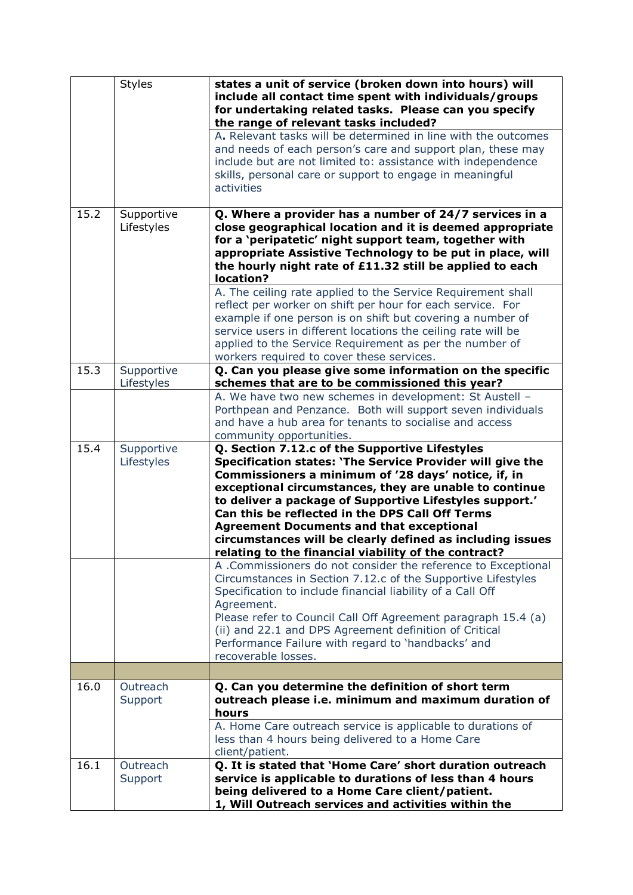| | | |
|---|---|---|
| | Styles | **states a unit of service (broken down into hours) will include all contact time spent with individuals/groups for undertaking related tasks. Please can you specify the range of relevant tasks included?** |
| | | **A.** Relevant tasks will be determined in line with the outcomes and needs of each person's care and support plan, these may include but are not limited to: assistance with independence skills, personal care or support to engage in meaningful activities |
| 15.2 | Supportive Lifestyles | **Q. Where a provider has a number of 24/7 services in a close geographical location and it is deemed appropriate for a 'peripatetic' night support team, together with appropriate Assistive Technology to be put in place, will the hourly night rate of £11.32 still be applied to each location?** |
| | | A. The ceiling rate applied to the Service Requirement shall reflect per worker on shift per hour for each service. For example if one person is on shift but covering a number of service users in different locations the ceiling rate will be applied to the Service Requirement as per the number of workers required to cover these services. |
| 15.3 | Supportive Lifestyles | **Q. Can you please give some information on the specific schemes that are to be commissioned this year?** |
| | | A. We have two new schemes in development: St Austell – Porthpean and Penzance. Both will support seven individuals and have a hub area for tenants to socialise and access community opportunities. |
| 15.4 | Supportive Lifestyles | **Q. Section 7.12.c of the Supportive Lifestyles Specification states: 'The Service Provider will give the Commissioners a minimum of '28 days' notice, if, in exceptional circumstances, they are unable to continue to deliver a package of Supportive Lifestyles support.' Can this be reflected in the DPS Call Off Terms Agreement Documents and that exceptional circumstances will be clearly defined as including issues relating to the financial viability of the contract?** |
| | | A .Commissioners do not consider the reference to Exceptional Circumstances in Section 7.12.c of the Supportive Lifestyles Specification to include financial liability of a Call Off Agreement.<br>Please refer to Council Call Off Agreement paragraph 15.4 (a) (ii) and 22.1 and DPS Agreement definition of Critical Performance Failure with regard to 'handbacks' and recoverable losses. |
| | | |
| 16.0 | Outreach Support | **Q. Can you determine the definition of short term outreach please i.e. minimum and maximum duration of hours** |
| | | A. Home Care outreach service is applicable to durations of less than 4 hours being delivered to a Home Care client/patient. |
| 16.1 | Outreach Support | **Q. It is stated that 'Home Care' short duration outreach service is applicable to durations of less than 4 hours being delivered to a Home Care client/patient.<br>1, Will Outreach services and activities within the** |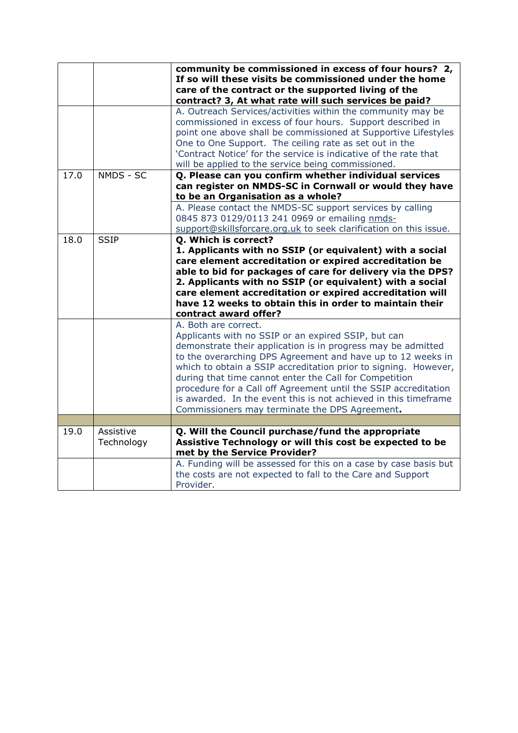| | | |
|---|---|---|
| | | **community be commissioned in excess of four hours? 2, If so will these visits be commissioned under the home care of the contract or the supported living of the contract? 3, At what rate will such services be paid?** |
| | | A. Outreach Services/activities within the community may be commissioned in excess of four hours. Support described in point one above shall be commissioned at Supportive Lifestyles One to One Support. The ceiling rate as set out in the 'Contract Notice' for the service is indicative of the rate that will be applied to the service being commissioned. |
| 17.0 | NMDS - SC | **Q. Please can you confirm whether individual services can register on NMDS-SC in Cornwall or would they have to be an Organisation as a whole?** |
| | | A. Please contact the NMDS-SC support services by calling 0845 873 0129/0113 241 0969 or emailing nmds-support@skillsforcare.org.uk to seek clarification on this issue. |
| 18.0 | SSIP | **Q. Which is correct?** **1. Applicants with no SSIP (or equivalent) with a social care element accreditation or expired accreditation be able to bid for packages of care for delivery via the DPS?** **2. Applicants with no SSIP (or equivalent) with a social care element accreditation or expired accreditation will have 12 weeks to obtain this in order to maintain their contract award offer?** |
| | | A. Both are correct. Applicants with no SSIP or an expired SSIP, but can demonstrate their application is in progress may be admitted to the overarching DPS Agreement and have up to 12 weeks in which to obtain a SSIP accreditation prior to signing. However, during that time cannot enter the Call for Competition procedure for a Call off Agreement until the SSIP accreditation is awarded. In the event this is not achieved in this timeframe Commissioners may terminate the DPS Agreement**.** |
| | | |
| 19.0 | Assistive Technology | **Q. Will the Council purchase/fund the appropriate Assistive Technology or will this cost be expected to be met by the Service Provider?** |
| | | A. Funding will be assessed for this on a case by case basis but the costs are not expected to fall to the Care and Support Provider. |